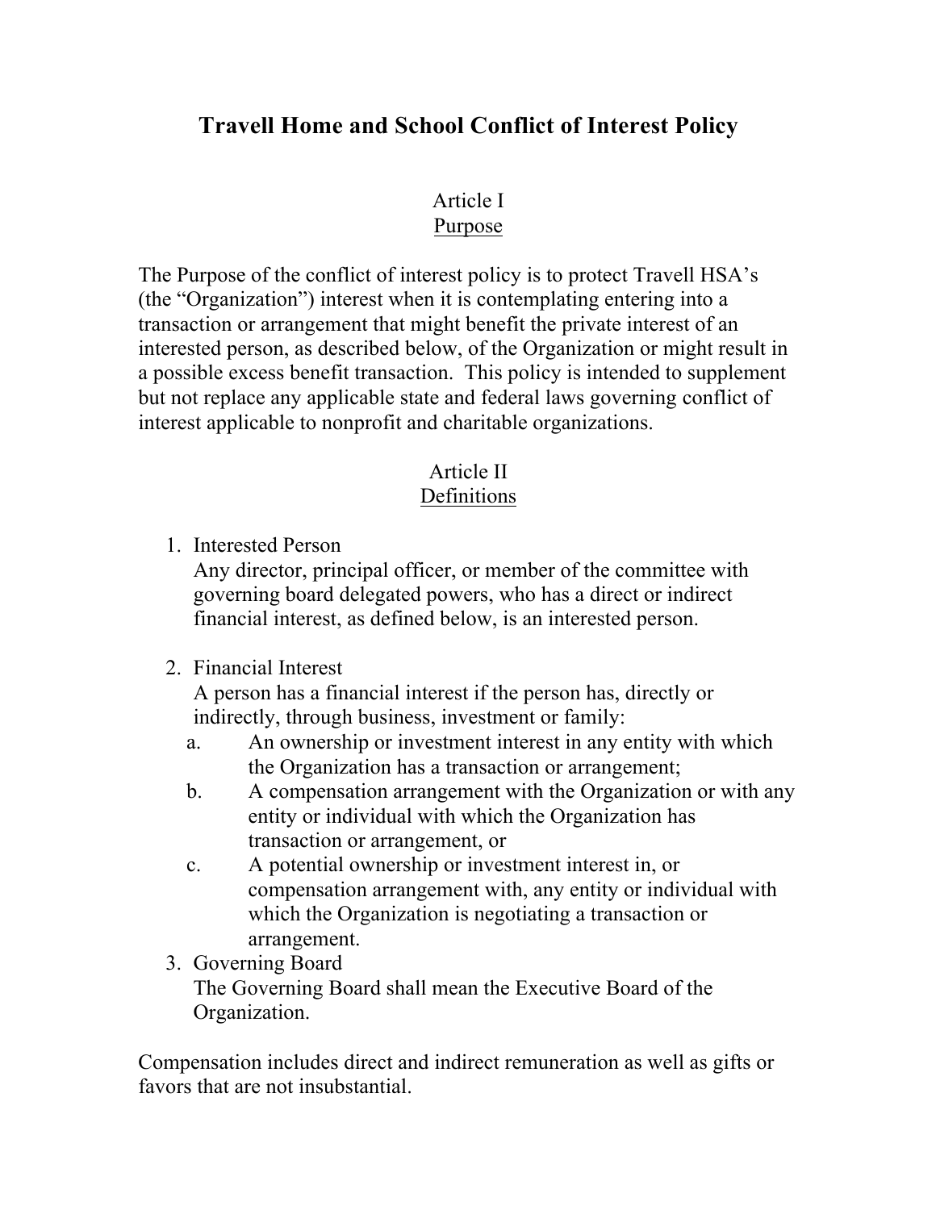# Travell Home and School Conflict of Interest Policy

## Article I
## Purpose

The Purpose of the conflict of interest policy is to protect Travell HSA's (the "Organization") interest when it is contemplating entering into a transaction or arrangement that might benefit the private interest of an interested person, as described below, of the Organization or might result in a possible excess benefit transaction. This policy is intended to supplement but not replace any applicable state and federal laws governing conflict of interest applicable to nonprofit and charitable organizations.

## Article II
## Definitions

1. Interested Person
   Any director, principal officer, or member of the committee with governing board delegated powers, who has a direct or indirect financial interest, as defined below, is an interested person.

2. Financial Interest
   A person has a financial interest if the person has, directly or indirectly, through business, investment or family:
   a. An ownership or investment interest in any entity with which the Organization has a transaction or arrangement;
   b. A compensation arrangement with the Organization or with any entity or individual with which the Organization has transaction or arrangement, or
   c. A potential ownership or investment interest in, or compensation arrangement with, any entity or individual with which the Organization is negotiating a transaction or arrangement.
3. Governing Board
   The Governing Board shall mean the Executive Board of the Organization.

Compensation includes direct and indirect remuneration as well as gifts or favors that are not insubstantial.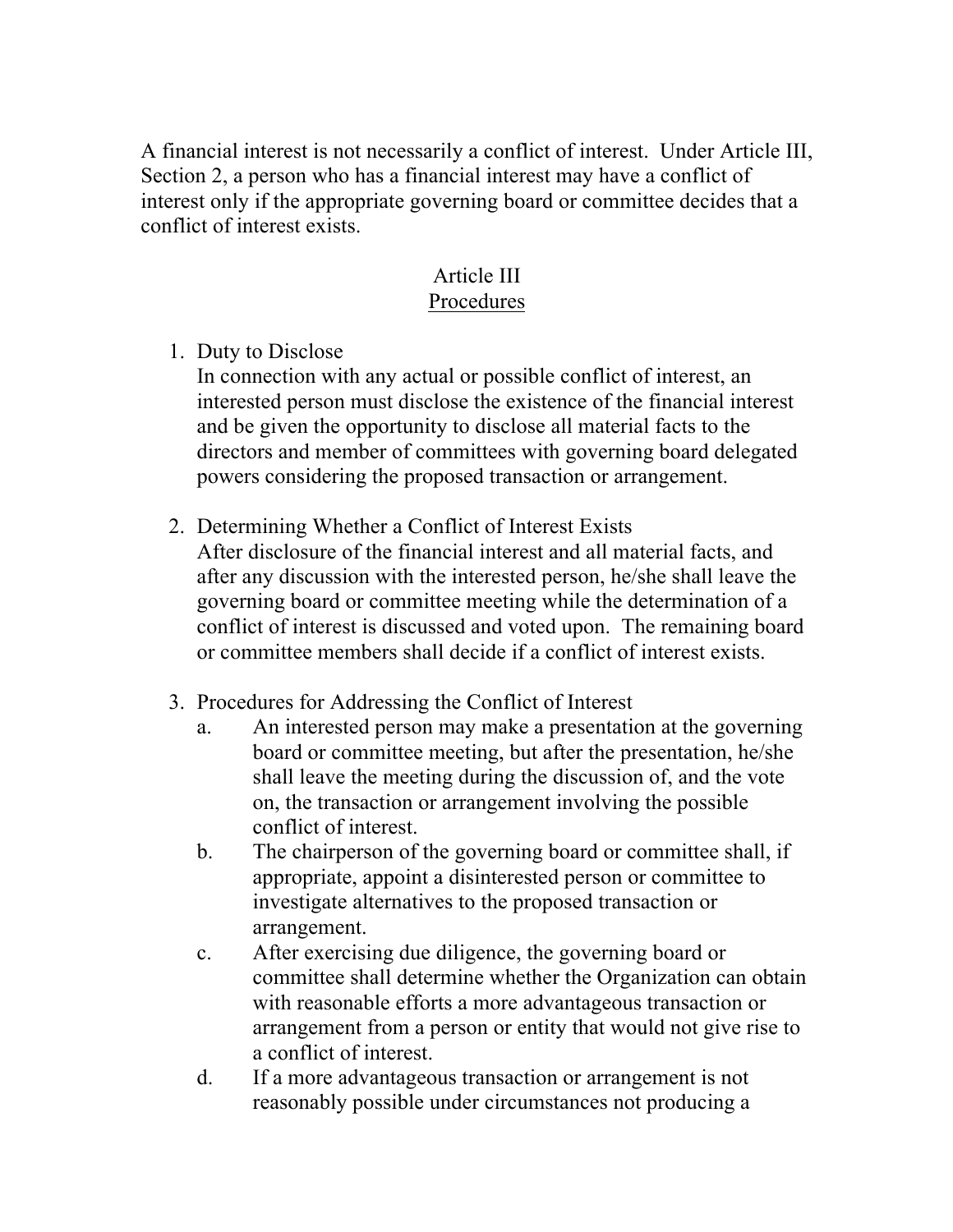A financial interest is not necessarily a conflict of interest. Under Article III, Section 2, a person who has a financial interest may have a conflict of interest only if the appropriate governing board or committee decides that a conflict of interest exists.

## Article III
## Procedures

1. Duty to Disclose
   In connection with any actual or possible conflict of interest, an interested person must disclose the existence of the financial interest and be given the opportunity to disclose all material facts to the directors and member of committees with governing board delegated powers considering the proposed transaction or arrangement.

2. Determining Whether a Conflict of Interest Exists
   After disclosure of the financial interest and all material facts, and after any discussion with the interested person, he/she shall leave the governing board or committee meeting while the determination of a conflict of interest is discussed and voted upon. The remaining board or committee members shall decide if a conflict of interest exists.

3. Procedures for Addressing the Conflict of Interest
   a. An interested person may make a presentation at the governing board or committee meeting, but after the presentation, he/she shall leave the meeting during the discussion of, and the vote on, the transaction or arrangement involving the possible conflict of interest.
   b. The chairperson of the governing board or committee shall, if appropriate, appoint a disinterested person or committee to investigate alternatives to the proposed transaction or arrangement.
   c. After exercising due diligence, the governing board or committee shall determine whether the Organization can obtain with reasonable efforts a more advantageous transaction or arrangement from a person or entity that would not give rise to a conflict of interest.
   d. If a more advantageous transaction or arrangement is not reasonably possible under circumstances not producing a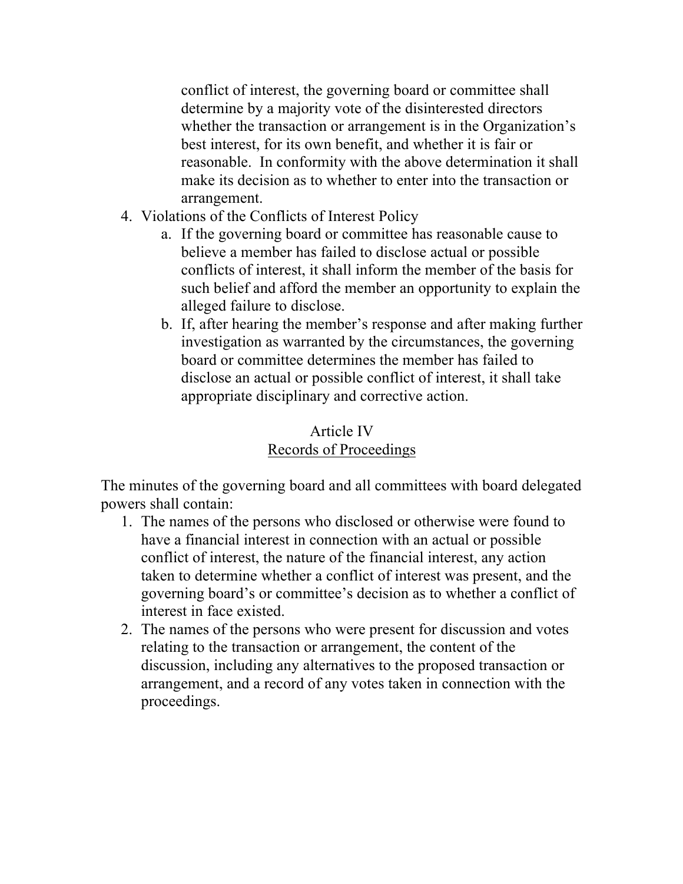conflict of interest, the governing board or committee shall determine by a majority vote of the disinterested directors whether the transaction or arrangement is in the Organization's best interest, for its own benefit, and whether it is fair or reasonable. In conformity with the above determination it shall make its decision as to whether to enter into the transaction or arrangement.

4. Violations of the Conflicts of Interest Policy
    a. If the governing board or committee has reasonable cause to believe a member has failed to disclose actual or possible conflicts of interest, it shall inform the member of the basis for such belief and afford the member an opportunity to explain the alleged failure to disclose.
    b. If, after hearing the member's response and after making further investigation as warranted by the circumstances, the governing board or committee determines the member has failed to disclose an actual or possible conflict of interest, it shall take appropriate disciplinary and corrective action.

## Article IV
## Records of Proceedings

The minutes of the governing board and all committees with board delegated powers shall contain:

1. The names of the persons who disclosed or otherwise were found to have a financial interest in connection with an actual or possible conflict of interest, the nature of the financial interest, any action taken to determine whether a conflict of interest was present, and the governing board's or committee's decision as to whether a conflict of interest in face existed.
2. The names of the persons who were present for discussion and votes relating to the transaction or arrangement, the content of the discussion, including any alternatives to the proposed transaction or arrangement, and a record of any votes taken in connection with the proceedings.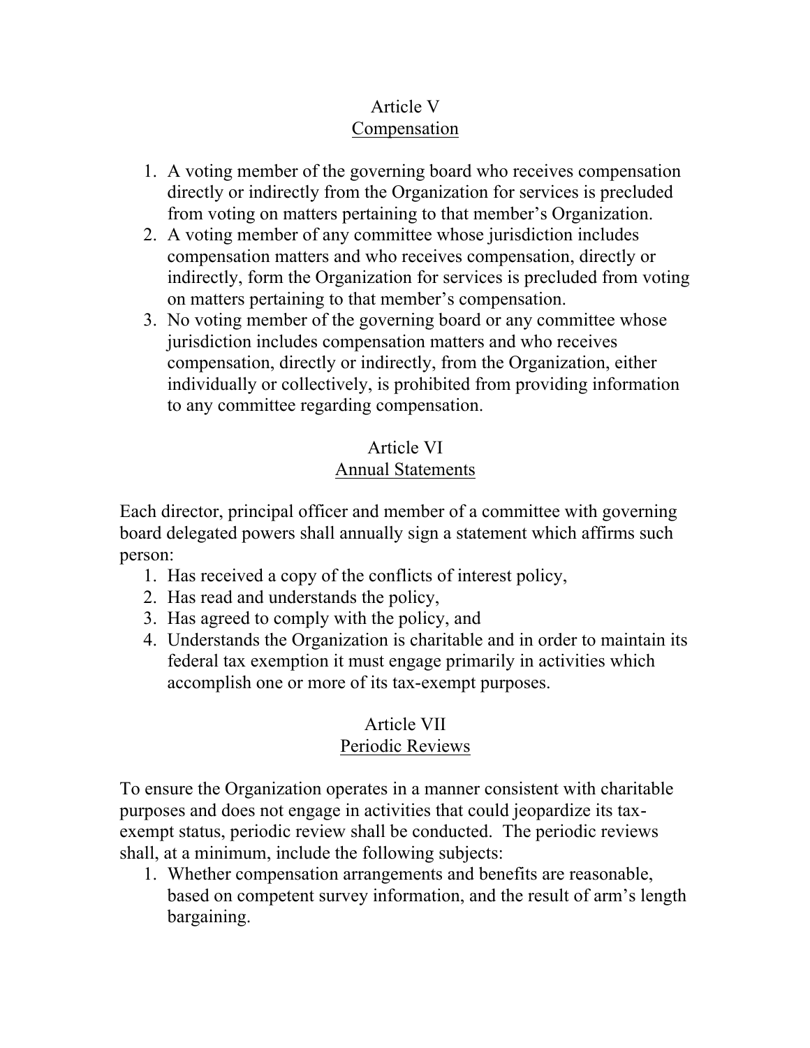## Article V
## Compensation

1. A voting member of the governing board who receives compensation directly or indirectly from the Organization for services is precluded from voting on matters pertaining to that member's Organization.
2. A voting member of any committee whose jurisdiction includes compensation matters and who receives compensation, directly or indirectly, form the Organization for services is precluded from voting on matters pertaining to that member's compensation.
3. No voting member of the governing board or any committee whose jurisdiction includes compensation matters and who receives compensation, directly or indirectly, from the Organization, either individually or collectively, is prohibited from providing information to any committee regarding compensation.

## Article VI
## Annual Statements

Each director, principal officer and member of a committee with governing board delegated powers shall annually sign a statement which affirms such person:

1. Has received a copy of the conflicts of interest policy,
2. Has read and understands the policy,
3. Has agreed to comply with the policy, and
4. Understands the Organization is charitable and in order to maintain its federal tax exemption it must engage primarily in activities which accomplish one or more of its tax-exempt purposes.

## Article VII
## Periodic Reviews

To ensure the Organization operates in a manner consistent with charitable purposes and does not engage in activities that could jeopardize its tax-exempt status, periodic review shall be conducted. The periodic reviews shall, at a minimum, include the following subjects:

1. Whether compensation arrangements and benefits are reasonable, based on competent survey information, and the result of arm's length bargaining.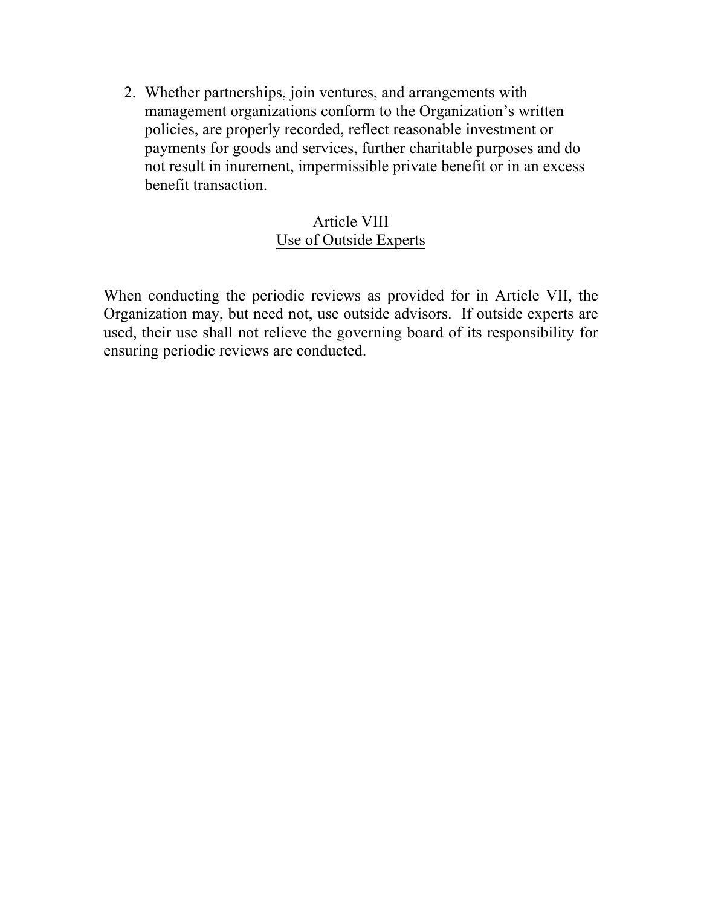2. Whether partnerships, join ventures, and arrangements with management organizations conform to the Organization's written policies, are properly recorded, reflect reasonable investment or payments for goods and services, further charitable purposes and do not result in inurement, impermissible private benefit or in an excess benefit transaction.

## Article VIII
## Use of Outside Experts

When conducting the periodic reviews as provided for in Article VII, the Organization may, but need not, use outside advisors. If outside experts are used, their use shall not relieve the governing board of its responsibility for ensuring periodic reviews are conducted.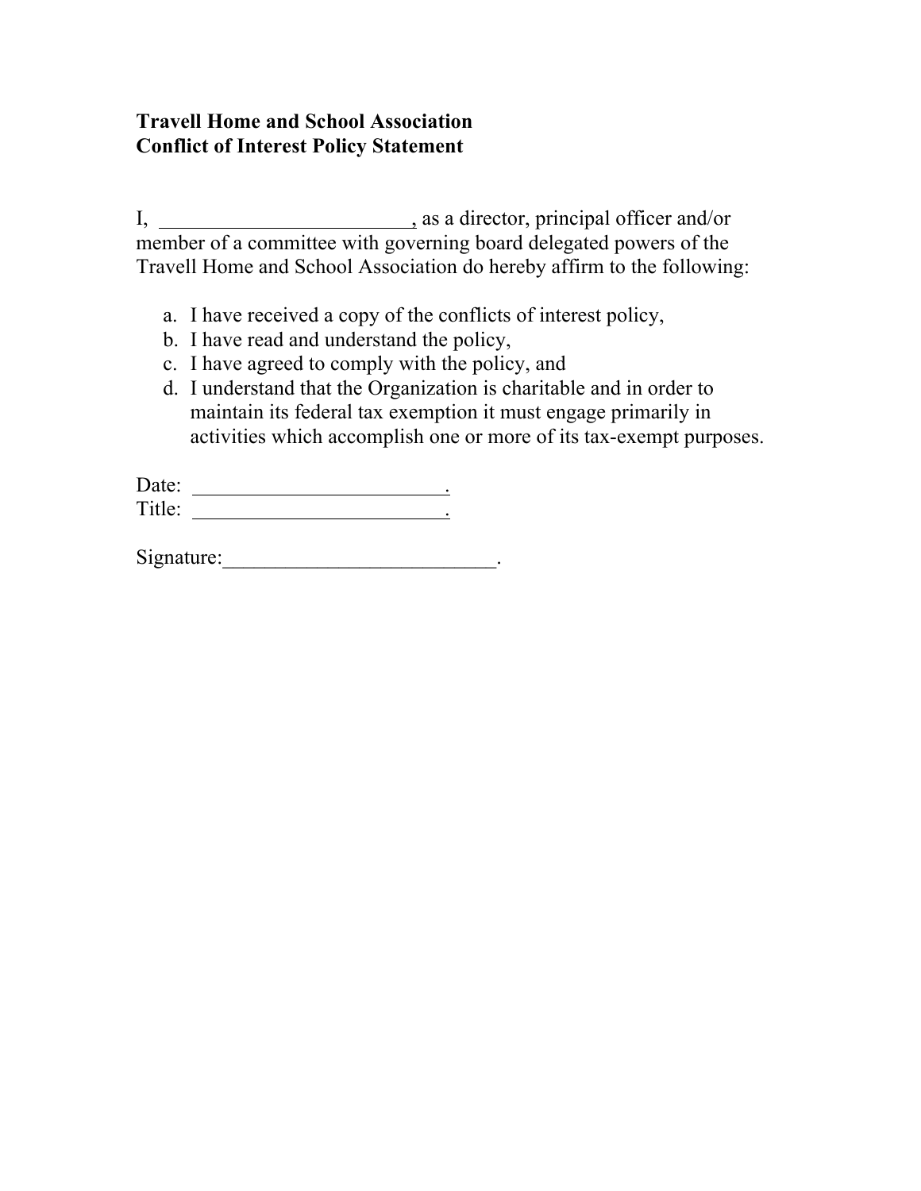**Travell Home and School Association**
**Conflict of Interest Policy Statement**

I, \_\_\_\_\_\_\_\_\_\_\_\_\_\_\_\_\_\_\_\_\_\_\_\_, as a director, principal officer and/or member of a committee with governing board delegated powers of the Travell Home and School Association do hereby affirm to the following:

a. I have received a copy of the conflicts of interest policy,
b. I have read and understand the policy,
c. I have agreed to comply with the policy, and
d. I understand that the Organization is charitable and in order to maintain its federal tax exemption it must engage primarily in activities which accomplish one or more of its tax-exempt purposes.

Date: \_\_\_\_\_\_\_\_\_\_\_\_\_\_\_\_\_\_\_\_\_\_\_\_.
Title: \_\_\_\_\_\_\_\_\_\_\_\_\_\_\_\_\_\_\_\_\_\_\_\_.

Signature:\_\_\_\_\_\_\_\_\_\_\_\_\_\_\_\_\_\_\_\_\_\_\_\_\_\_.